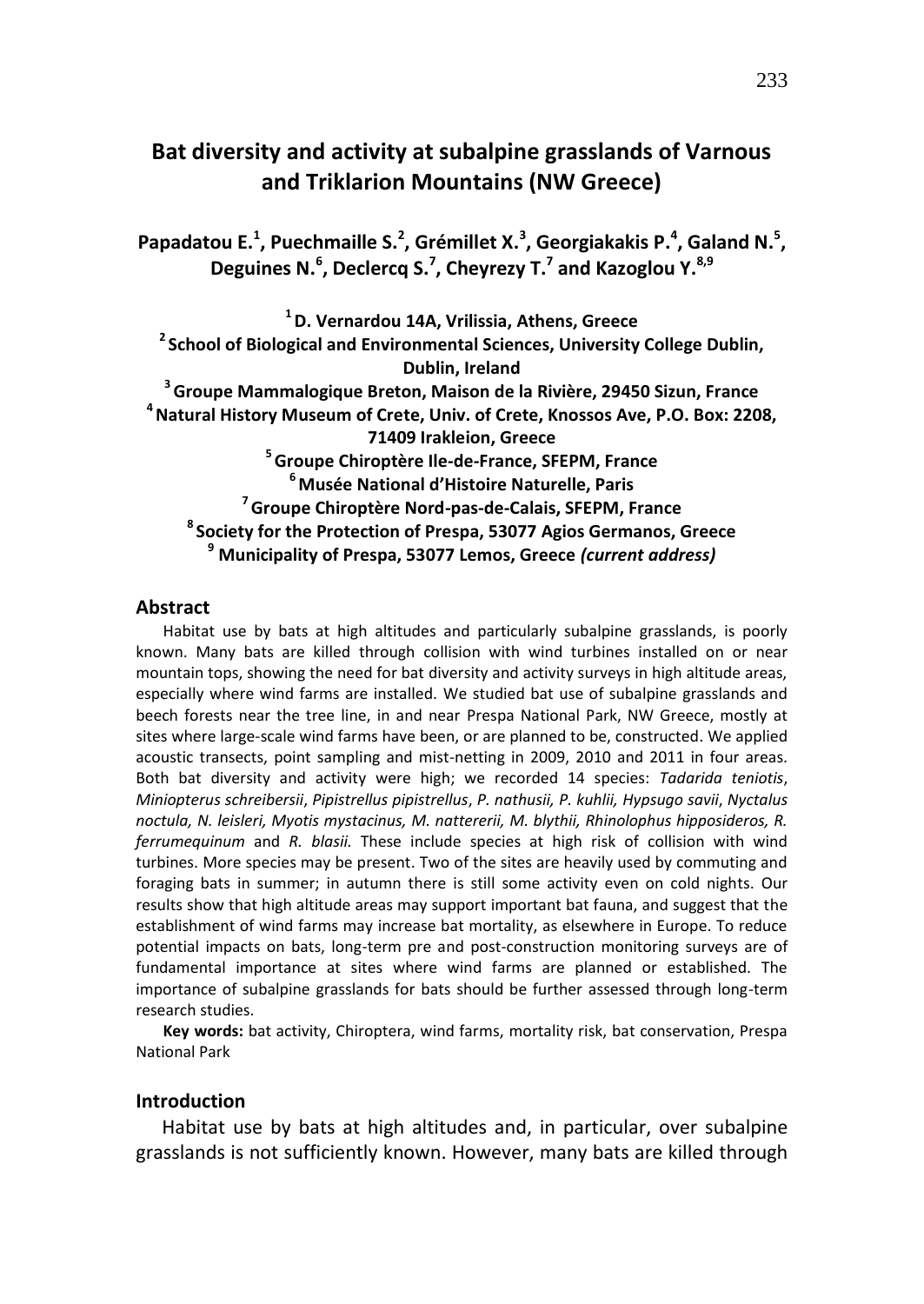# Bat diversity and activity at subalpine grasslands of Varnous and Triklarion Mountains (NW Greece)

**Papadatou E.[1], Puechmaille S.[2], Grémillet X.[3], Georgiakakis P.[4], Galand N.[5], Deguines N.[6], Declercq S.[7], Cheyrezy T.[7] and Kazoglou Y.[8,9]**

**[1] D. Vernardou 14A, Vrilissia, Athens, Greece**
**[2] School of Biological and Environmental Sciences, University College Dublin, Dublin, Ireland**
**[3] Groupe Mammalogique Breton, Maison de la Rivière, 29450 Sizun, France**
**[4] Natural History Museum of Crete, Univ. of Crete, Knossos Ave, P.O. Box: 2208, 71409 Irakleion, Greece**
**[5] Groupe Chiroptère Ile-de-France, SFEPM, France**
**[6] Musée National d'Histoire Naturelle, Paris**
**[7] Groupe Chiroptère Nord-pas-de-Calais, SFEPM, France**
**[8] Society for the Protection of Prespa, 53077 Agios Germanos, Greece**
**[9] Municipality of Prespa, 53077 Lemos, Greece *(current address)***

## Abstract

Habitat use by bats at high altitudes and particularly subalpine grasslands, is poorly known. Many bats are killed through collision with wind turbines installed on or near mountain tops, showing the need for bat diversity and activity surveys in high altitude areas, especially where wind farms are installed. We studied bat use of subalpine grasslands and beech forests near the tree line, in and near Prespa National Park, NW Greece, mostly at sites where large-scale wind farms have been, or are planned to be, constructed. We applied acoustic transects, point sampling and mist-netting in 2009, 2010 and 2011 in four areas. Both bat diversity and activity were high; we recorded 14 species: *Tadarida teniotis*, *Miniopterus schreibersii*, *Pipistrellus pipistrellus*, *P. nathusii, P. kuhlii, Hypsugo savii*, *Nyctalus noctula, N. leisleri, Myotis mystacinus, M. nattererii, M. blythii, Rhinolophus hipposideros, R. ferrumequinum* and *R. blasii.* These include species at high risk of collision with wind turbines. More species may be present. Two of the sites are heavily used by commuting and foraging bats in summer; in autumn there is still some activity even on cold nights. Our results show that high altitude areas may support important bat fauna, and suggest that the establishment of wind farms may increase bat mortality, as elsewhere in Europe. To reduce potential impacts on bats, long-term pre and post-construction monitoring surveys are of fundamental importance at sites where wind farms are planned or established. The importance of subalpine grasslands for bats should be further assessed through long-term research studies.

**Key words:** bat activity, Chiroptera, wind farms, mortality risk, bat conservation, Prespa National Park

## Introduction

Habitat use by bats at high altitudes and, in particular, over subalpine grasslands is not sufficiently known. However, many bats are killed through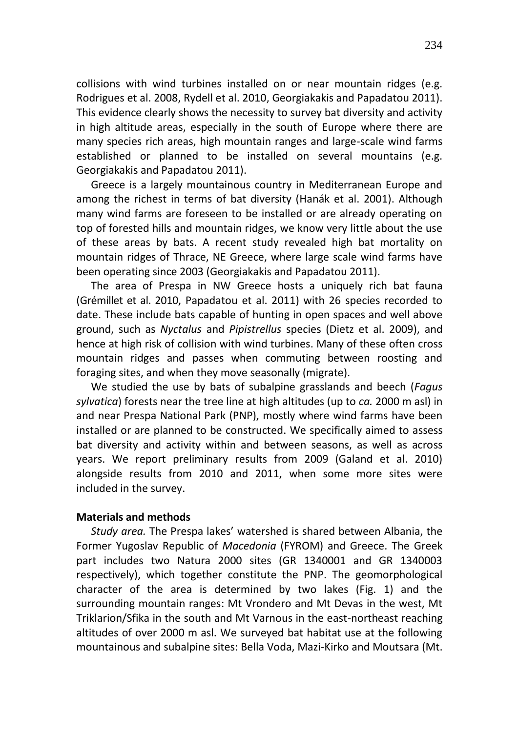collisions with wind turbines installed on or near mountain ridges (e.g. Rodrigues et al. 2008, Rydell et al. 2010, Georgiakakis and Papadatou 2011). This evidence clearly shows the necessity to survey bat diversity and activity in high altitude areas, especially in the south of Europe where there are many species rich areas, high mountain ranges and large-scale wind farms established or planned to be installed on several mountains (e.g. Georgiakakis and Papadatou 2011).

Greece is a largely mountainous country in Mediterranean Europe and among the richest in terms of bat diversity (Hanák et al. 2001). Although many wind farms are foreseen to be installed or are already operating on top of forested hills and mountain ridges, we know very little about the use of these areas by bats. A recent study revealed high bat mortality on mountain ridges of Thrace, NE Greece, where large scale wind farms have been operating since 2003 (Georgiakakis and Papadatou 2011).

The area of Prespa in NW Greece hosts a uniquely rich bat fauna (Grémillet et al. 2010, Papadatou et al. 2011) with 26 species recorded to date. These include bats capable of hunting in open spaces and well above ground, such as *Nyctalus* and *Pipistrellus* species (Dietz et al. 2009), and hence at high risk of collision with wind turbines. Many of these often cross mountain ridges and passes when commuting between roosting and foraging sites, and when they move seasonally (migrate).

We studied the use by bats of subalpine grasslands and beech (*Fagus sylvatica*) forests near the tree line at high altitudes (up to *ca.* 2000 m asl) in and near Prespa National Park (PNP), mostly where wind farms have been installed or are planned to be constructed. We specifically aimed to assess bat diversity and activity within and between seasons, as well as across years. We report preliminary results from 2009 (Galand et al. 2010) alongside results from 2010 and 2011, when some more sites were included in the survey.

**Materials and methods**

*Study area.* The Prespa lakes' watershed is shared between Albania, the Former Yugoslav Republic of *Macedonia* (FYROM) and Greece. The Greek part includes two Natura 2000 sites (GR 1340001 and GR 1340003 respectively), which together constitute the PNP. The geomorphological character of the area is determined by two lakes (Fig. 1) and the surrounding mountain ranges: Mt Vrondero and Mt Devas in the west, Mt Triklarion/Sfika in the south and Mt Varnous in the east-northeast reaching altitudes of over 2000 m asl. We surveyed bat habitat use at the following mountainous and subalpine sites: Bella Voda, Mazi-Kirko and Moutsara (Mt.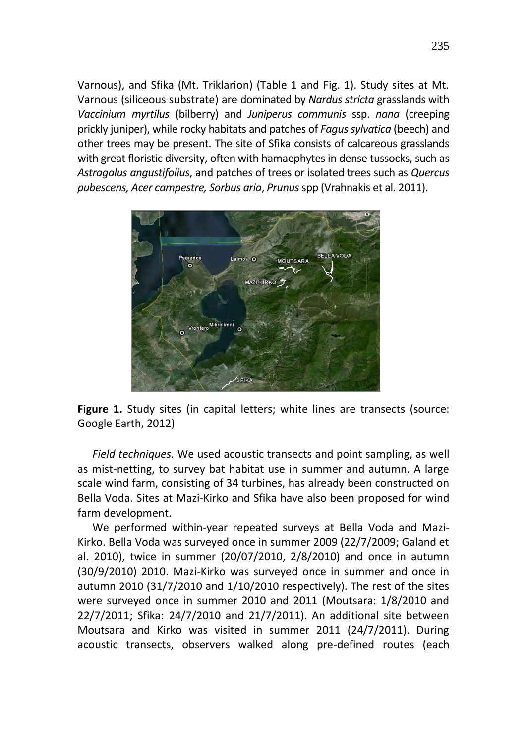Varnous), and Sfika (Mt. Triklarion) (Table 1 and Fig. 1). Study sites at Mt. Varnous (siliceous substrate) are dominated by *Nardus stricta* grasslands with *Vaccinium myrtilus* (bilberry) and *Juniperus communis* ssp. *nana* (creeping prickly juniper), while rocky habitats and patches of *Fagus sylvatica* (beech) and other trees may be present. The site of Sfika consists of calcareous grasslands with great floristic diversity, often with hamaephytes in dense tussocks, such as *Astragalus angustifolius*, and patches of trees or isolated trees such as *Quercus pubescens, Acer campestre, Sorbus aria*, *Prunus* spp (Vrahnakis et al. 2011).

**Figure 1.** Study sites (in capital letters; white lines are transects (source: Google Earth, 2012)

*Field techniques.* We used acoustic transects and point sampling, as well as mist-netting, to survey bat habitat use in summer and autumn. A large scale wind farm, consisting of 34 turbines, has already been constructed on Bella Voda. Sites at Mazi-Kirko and Sfika have also been proposed for wind farm development.

We performed within-year repeated surveys at Bella Voda and Mazi-Kirko. Bella Voda was surveyed once in summer 2009 (22/7/2009; Galand et al. 2010), twice in summer (20/07/2010, 2/8/2010) and once in autumn (30/9/2010) 2010. Mazi-Kirko was surveyed once in summer and once in autumn 2010 (31/7/2010 and 1/10/2010 respectively). The rest of the sites were surveyed once in summer 2010 and 2011 (Moutsara: 1/8/2010 and 22/7/2011; Sfika: 24/7/2010 and 21/7/2011). An additional site between Moutsara and Kirko was visited in summer 2011 (24/7/2011). During acoustic transects, observers walked along pre-defined routes (each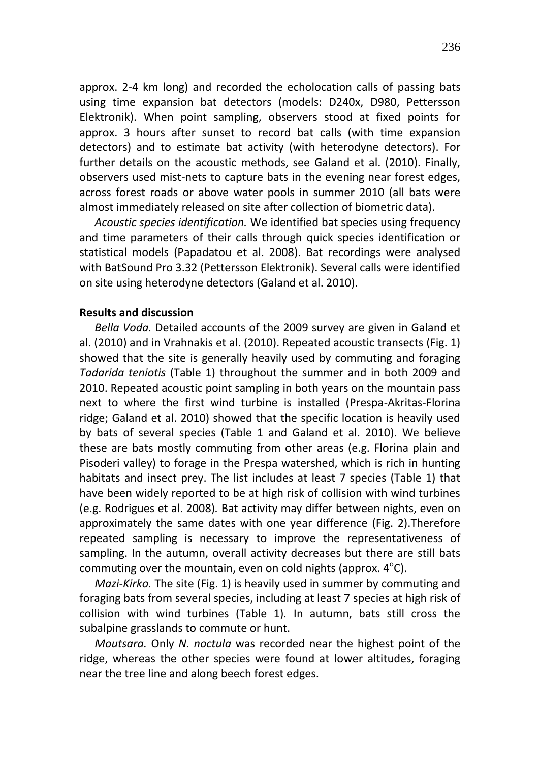approx. 2-4 km long) and recorded the echolocation calls of passing bats using time expansion bat detectors (models: D240x, D980, Pettersson Elektronik). When point sampling, observers stood at fixed points for approx. 3 hours after sunset to record bat calls (with time expansion detectors) and to estimate bat activity (with heterodyne detectors). For further details on the acoustic methods, see Galand et al. (2010). Finally, observers used mist-nets to capture bats in the evening near forest edges, across forest roads or above water pools in summer 2010 (all bats were almost immediately released on site after collection of biometric data).

*Acoustic species identification.* We identified bat species using frequency and time parameters of their calls through quick species identification or statistical models (Papadatou et al. 2008). Bat recordings were analysed with BatSound Pro 3.32 (Pettersson Elektronik). Several calls were identified on site using heterodyne detectors (Galand et al. 2010).

**Results and discussion**

*Bella Voda.* Detailed accounts of the 2009 survey are given in Galand et al. (2010) and in Vrahnakis et al. (2010). Repeated acoustic transects (Fig. 1) showed that the site is generally heavily used by commuting and foraging *Tadarida teniotis* (Table 1) throughout the summer and in both 2009 and 2010. Repeated acoustic point sampling in both years on the mountain pass next to where the first wind turbine is installed (Prespa-Akritas-Florina ridge; Galand et al. 2010) showed that the specific location is heavily used by bats of several species (Table 1 and Galand et al. 2010). We believe these are bats mostly commuting from other areas (e.g. Florina plain and Pisoderi valley) to forage in the Prespa watershed, which is rich in hunting habitats and insect prey. The list includes at least 7 species (Table 1) that have been widely reported to be at high risk of collision with wind turbines (e.g. Rodrigues et al. 2008). Bat activity may differ between nights, even on approximately the same dates with one year difference (Fig. 2).Therefore repeated sampling is necessary to improve the representativeness of sampling. In the autumn, overall activity decreases but there are still bats commuting over the mountain, even on cold nights (approx. 4°C).

*Mazi-Kirko.* The site (Fig. 1) is heavily used in summer by commuting and foraging bats from several species, including at least 7 species at high risk of collision with wind turbines (Table 1). In autumn, bats still cross the subalpine grasslands to commute or hunt.

*Moutsara.* Only *N. noctula* was recorded near the highest point of the ridge, whereas the other species were found at lower altitudes, foraging near the tree line and along beech forest edges.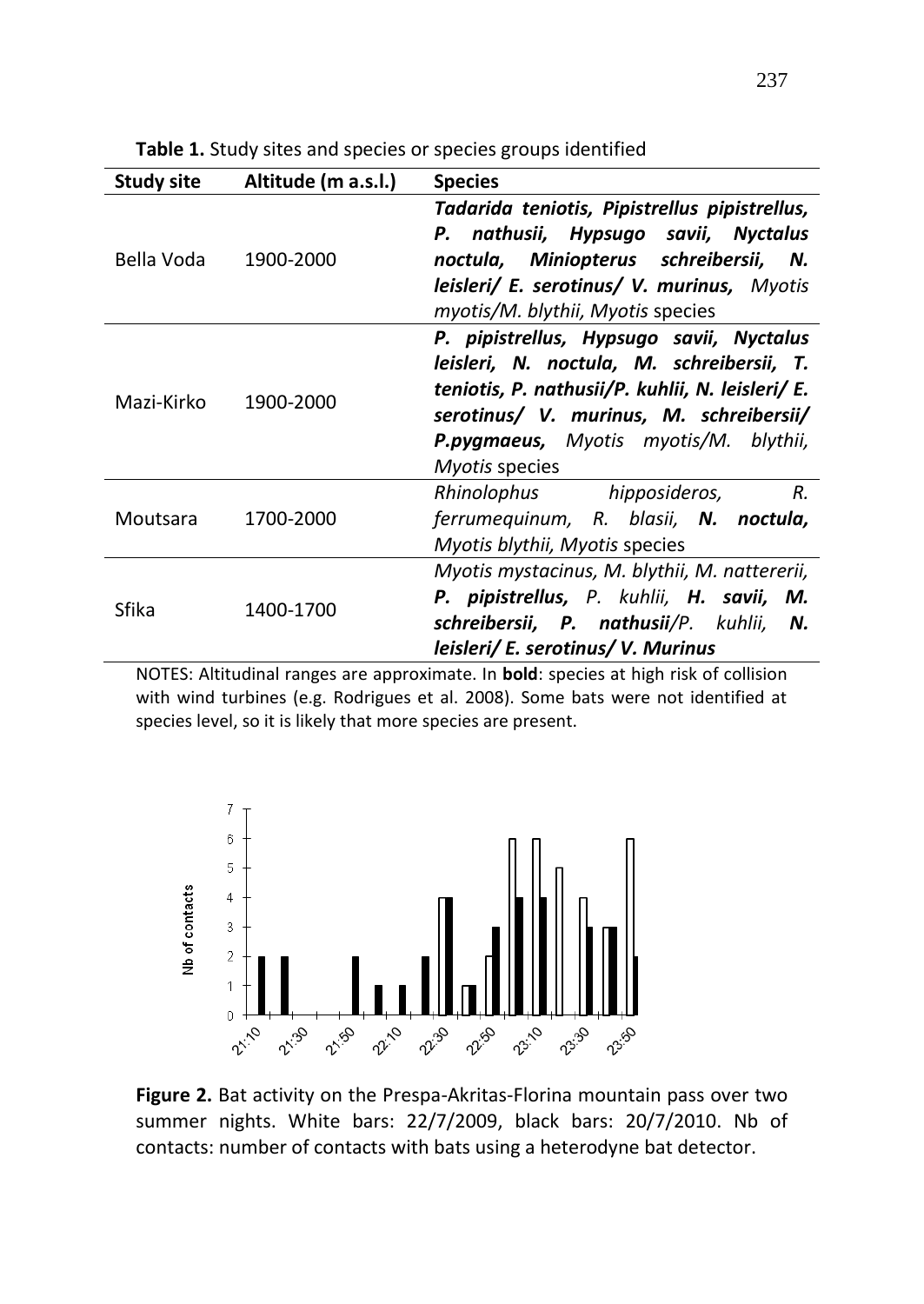**Table 1.** Study sites and species or species groups identified

| Study site | Altitude (m a.s.l.) | Species |
|---|---|---|
| Bella Voda | 1900-2000 | ***Tadarida teniotis, Pipistrellus pipistrellus, P. nathusii, Hypsugo savii, Nyctalus noctula, Miniopterus schreibersii, N. leisleri/ E. serotinus/ V. murinus,*** *Myotis myotis/M. blythii, Myotis* species |
| Mazi-Kirko | 1900-2000 | ***P. pipistrellus, Hypsugo savii, Nyctalus leisleri, N. noctula, M. schreibersii, T. teniotis, P. nathusii/P. kuhlii, N. leisleri/ E. serotinus/ V. murinus, M. schreibersii/ P.pygmaeus,*** *Myotis myotis/M. blythii, Myotis* species |
| Moutsara | 1700-2000 | *Rhinolophus hipposideros, R. ferrumequinum, R. blasii,* ***N. noctula,*** *Myotis blythii, Myotis* species |
| Sfika | 1400-1700 | *Myotis mystacinus, M. blythii, M. nattererii,* ***P. pipistrellus,*** *P. kuhlii,* ***H. savii, M. schreibersii, P. nathusii****/P. kuhlii,* ***N. leisleri/ E. serotinus/ V. Murinus*** |

NOTES: Altitudinal ranges are approximate. In **bold**: species at high risk of collision with wind turbines (e.g. Rodrigues et al. 2008). Some bats were not identified at species level, so it is likely that more species are present.

**Figure 2.** Bat activity on the Prespa-Akritas-Florina mountain pass over two summer nights. White bars: 22/7/2009, black bars: 20/7/2010. Nb of contacts: number of contacts with bats using a heterodyne bat detector.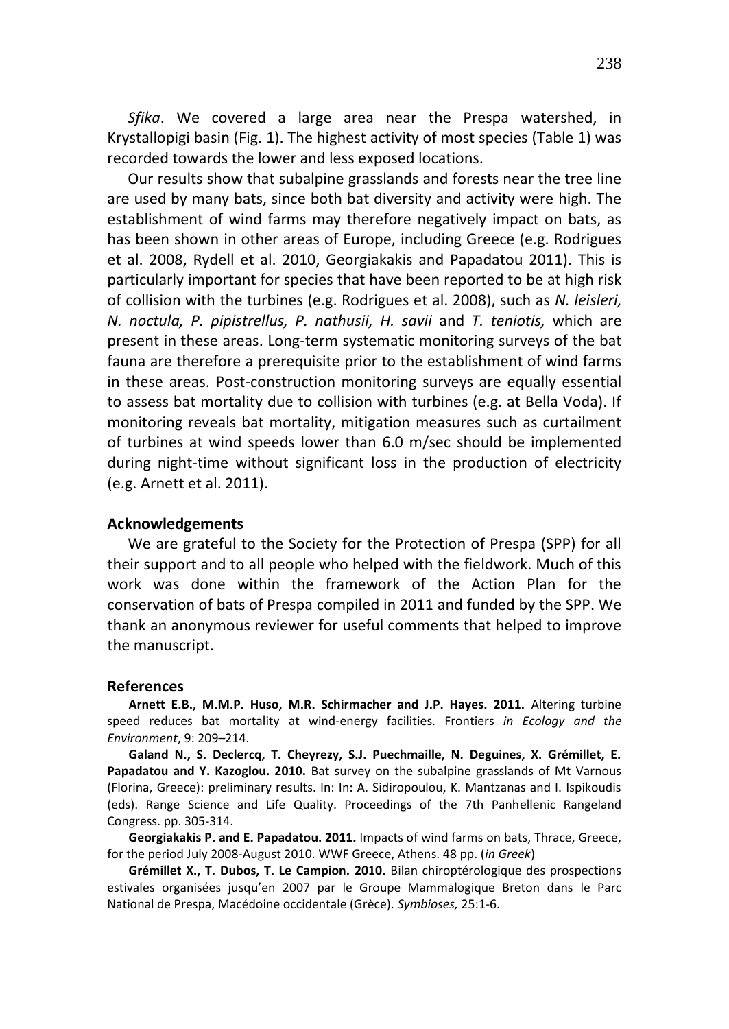*Sfika*. We covered a large area near the Prespa watershed, in Krystallopigi basin (Fig. 1). The highest activity of most species (Table 1) was recorded towards the lower and less exposed locations.

Our results show that subalpine grasslands and forests near the tree line are used by many bats, since both bat diversity and activity were high. The establishment of wind farms may therefore negatively impact on bats, as has been shown in other areas of Europe, including Greece (e.g. Rodrigues et al. 2008, Rydell et al. 2010, Georgiakakis and Papadatou 2011). This is particularly important for species that have been reported to be at high risk of collision with the turbines (e.g. Rodrigues et al. 2008), such as *N. leisleri, N. noctula, P. pipistrellus, P. nathusii, H. savii* and *T. teniotis,* which are present in these areas. Long-term systematic monitoring surveys of the bat fauna are therefore a prerequisite prior to the establishment of wind farms in these areas. Post-construction monitoring surveys are equally essential to assess bat mortality due to collision with turbines (e.g. at Bella Voda). If monitoring reveals bat mortality, mitigation measures such as curtailment of turbines at wind speeds lower than 6.0 m/sec should be implemented during night-time without significant loss in the production of electricity (e.g. Arnett et al. 2011).

## Acknowledgements

We are grateful to the Society for the Protection of Prespa (SPP) for all their support and to all people who helped with the fieldwork. Much of this work was done within the framework of the Action Plan for the conservation of bats of Prespa compiled in 2011 and funded by the SPP. We thank an anonymous reviewer for useful comments that helped to improve the manuscript.

## References

**Arnett E.B., M.M.P. Huso, M.R. Schirmacher and J.P. Hayes. 2011.** Altering turbine speed reduces bat mortality at wind-energy facilities. Frontiers *in Ecology and the Environment*, 9: 209–214.

**Galand N., S. Declercq, T. Cheyrezy, S.J. Puechmaille, N. Deguines, X. Grémillet, E. Papadatou and Y. Kazoglou. 2010.** Bat survey on the subalpine grasslands of Mt Varnous (Florina, Greece): preliminary results. In: In: A. Sidiropoulou, K. Mantzanas and I. Ispikoudis (eds). Range Science and Life Quality. Proceedings of the 7th Panhellenic Rangeland Congress. pp. 305-314.

**Georgiakakis P. and E. Papadatou. 2011.** Impacts of wind farms on bats, Thrace, Greece, for the period July 2008-August 2010. WWF Greece, Athens. 48 pp. (*in Greek*)

**Grémillet X., T. Dubos, T. Le Campion. 2010.** Bilan chiroptérologique des prospections estivales organisées jusqu'en 2007 par le Groupe Mammalogique Breton dans le Parc National de Prespa, Macédoine occidentale (Grèce). *Symbioses,* 25:1-6.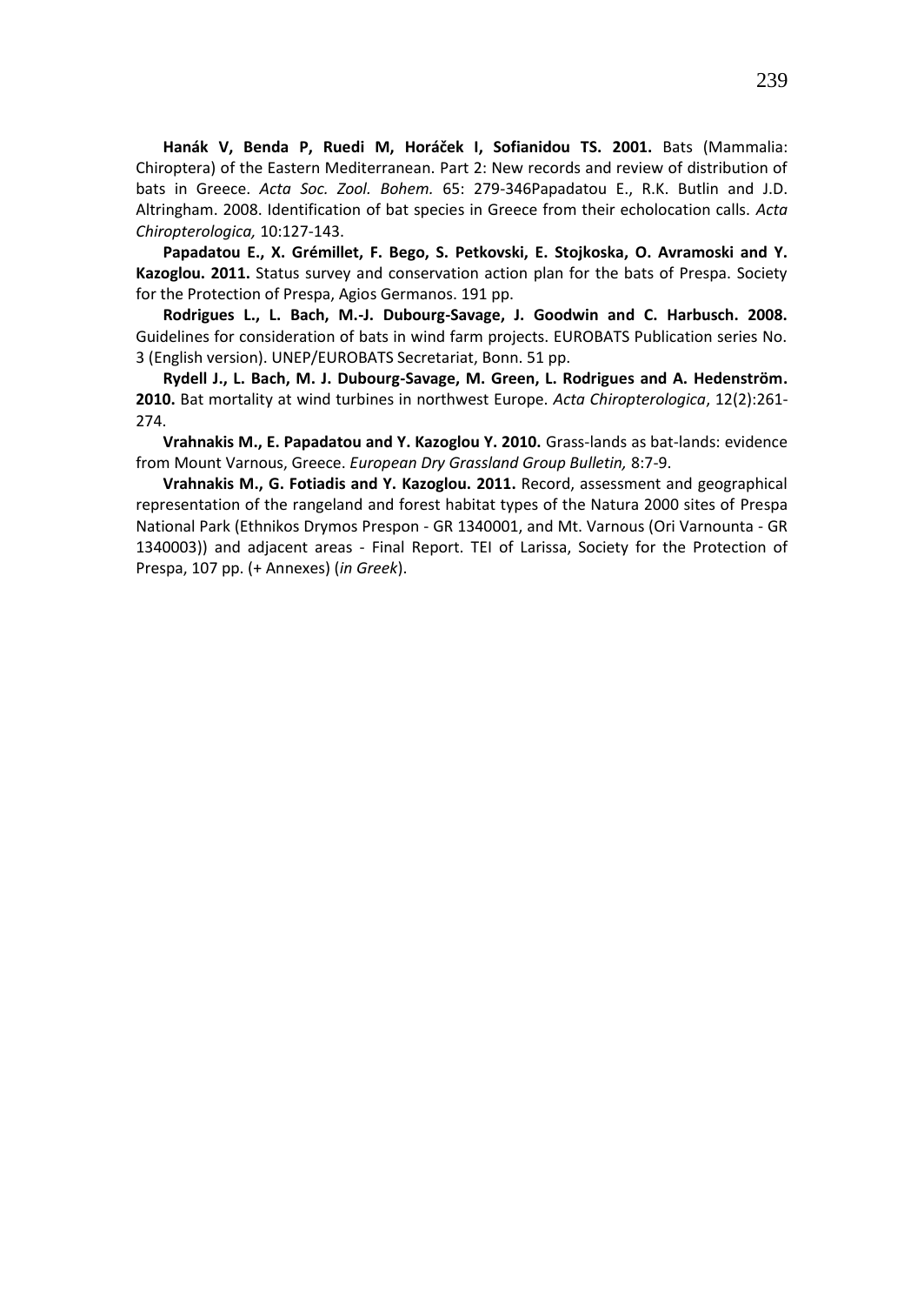**Hanák V, Benda P, Ruedi M, Horáček I, Sofianidou TS. 2001.** Bats (Mammalia: Chiroptera) of the Eastern Mediterranean. Part 2: New records and review of distribution of bats in Greece. *Acta Soc. Zool. Bohem.* 65: 279-346Papadatou E., R.K. Butlin and J.D. Altringham. 2008. Identification of bat species in Greece from their echolocation calls. *Acta Chiropterologica,* 10:127-143.

**Papadatou E., X. Grémillet, F. Bego, S. Petkovski, E. Stojkoska, O. Avramoski and Y. Kazoglou. 2011.** Status survey and conservation action plan for the bats of Prespa. Society for the Protection of Prespa, Agios Germanos. 191 pp.

**Rodrigues L., L. Bach, M.-J. Dubourg-Savage, J. Goodwin and C. Harbusch. 2008.** Guidelines for consideration of bats in wind farm projects. EUROBATS Publication series No. 3 (English version). UNEP/EUROBATS Secretariat, Bonn. 51 pp.

**Rydell J., L. Bach, M. J. Dubourg-Savage, M. Green, L. Rodrigues and A. Hedenström. 2010.** Bat mortality at wind turbines in northwest Europe. *Acta Chiropterologica*, 12(2):261-274.

**Vrahnakis M., E. Papadatou and Y. Kazoglou Y. 2010.** Grass-lands as bat-lands: evidence from Mount Varnous, Greece. *European Dry Grassland Group Bulletin,* 8:7-9.

**Vrahnakis M., G. Fotiadis and Y. Kazoglou. 2011.** Record, assessment and geographical representation of the rangeland and forest habitat types of the Natura 2000 sites of Prespa National Park (Ethnikos Drymos Prespon - GR 1340001, and Mt. Varnous (Ori Varnounta - GR 1340003)) and adjacent areas - Final Report. TEI of Larissa, Society for the Protection of Prespa, 107 pp. (+ Annexes) (*in Greek*).